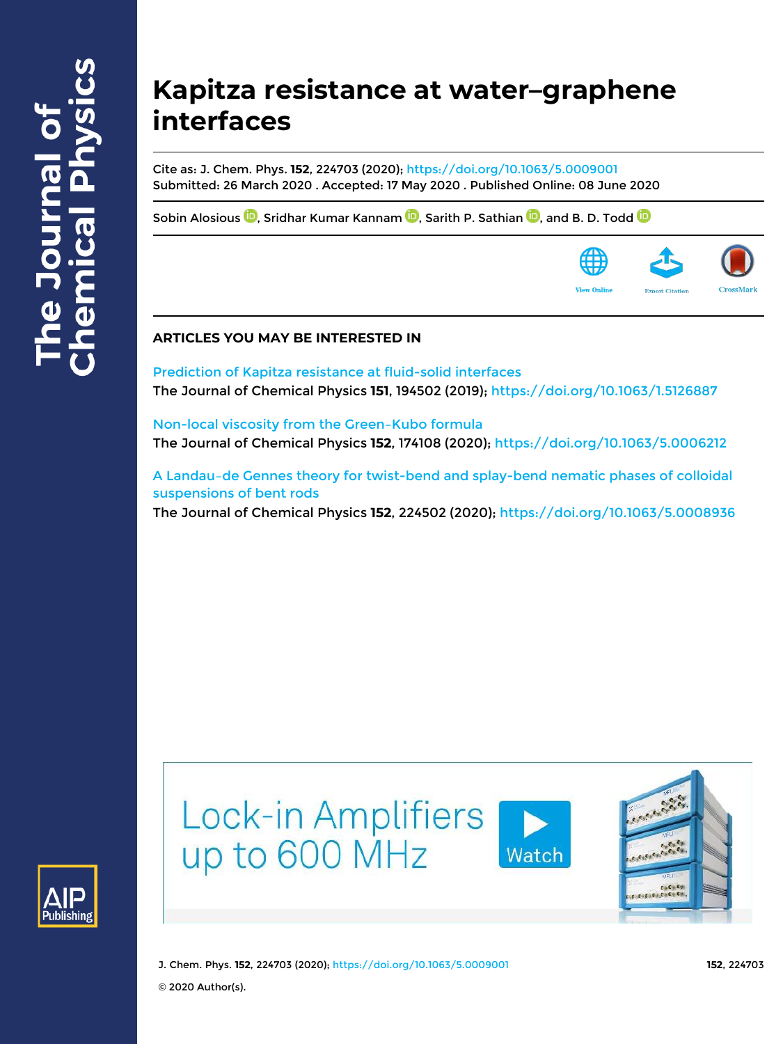# Kapitza resistance at water–graphene interfaces

Cite as: J. Chem. Phys. **152**, 224703 (2020); https://doi.org/10.1063/5.0009001

Submitted: 26 March 2020 . Accepted: 17 May 2020 . Published Online: 08 June 2020

Sobin Alosious, Sridhar Kumar Kannam, Sarith P. Sathian, and B. D. Todd

View Online | Export Citation | CrossMark

## ARTICLES YOU MAY BE INTERESTED IN

Prediction of Kapitza resistance at fluid-solid interfaces
The Journal of Chemical Physics **151**, 194502 (2019); https://doi.org/10.1063/1.5126887

Non-local viscosity from the Green-Kubo formula
The Journal of Chemical Physics **152**, 174108 (2020); https://doi.org/10.1063/5.0006212

A Landau-de Gennes theory for twist-bend and splay-bend nematic phases of colloidal suspensions of bent rods
The Journal of Chemical Physics **152**, 224502 (2020); https://doi.org/10.1063/5.0008936

Lock-in Amplifiers up to 600 MHz

Watch

© 2020 Author(s).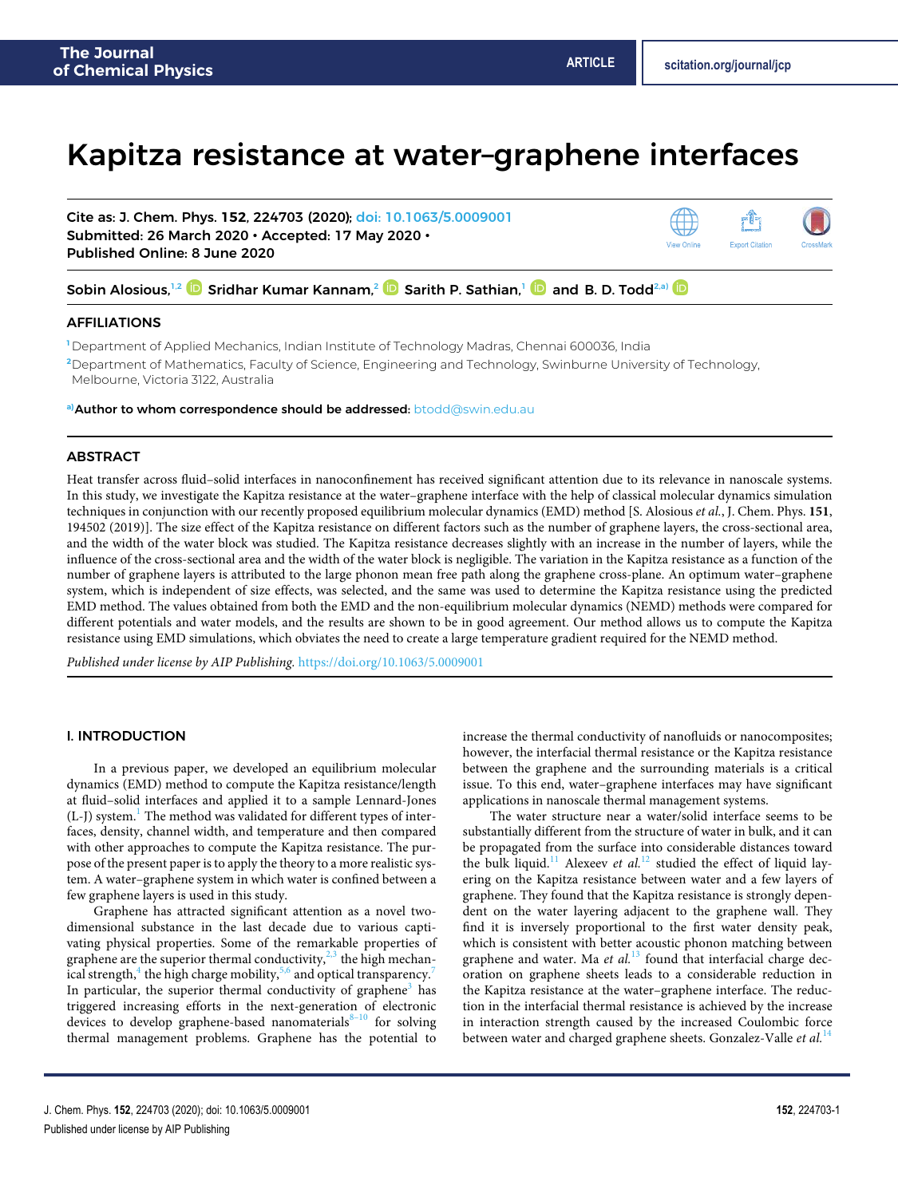# Kapitza resistance at water–graphene interfaces

Cite as: J. Chem. Phys. **152**, 224703 (2020); doi: 10.1063/5.0009001
Submitted: 26 March 2020 • Accepted: 17 May 2020 •
Published Online: 8 June 2020

**Sobin Alosious,**[1,2] **Sridhar Kumar Kannam,**[2] **Sarith P. Sathian,**[1] **and B. D. Todd**[2,a)]

## AFFILIATIONS

[1] Department of Applied Mechanics, Indian Institute of Technology Madras, Chennai 600036, India

[2] Department of Mathematics, Faculty of Science, Engineering and Technology, Swinburne University of Technology, Melbourne, Victoria 3122, Australia

[a)] **Author to whom correspondence should be addressed:** btodd@swin.edu.au

## ABSTRACT

Heat transfer across fluid–solid interfaces in nanoconfinement has received significant attention due to its relevance in nanoscale systems. In this study, we investigate the Kapitza resistance at the water–graphene interface with the help of classical molecular dynamics simulation techniques in conjunction with our recently proposed equilibrium molecular dynamics (EMD) method [S. Alosious *et al.*, J. Chem. Phys. **151**, 194502 (2019)]. The size effect of the Kapitza resistance on different factors such as the number of graphene layers, the cross-sectional area, and the width of the water block was studied. The Kapitza resistance decreases slightly with an increase in the number of layers, while the influence of the cross-sectional area and the width of the water block is negligible. The variation in the Kapitza resistance as a function of the number of graphene layers is attributed to the large phonon mean free path along the graphene cross-plane. An optimum water–graphene system, which is independent of size effects, was selected, and the same was used to determine the Kapitza resistance using the predicted EMD method. The values obtained from both the EMD and the non-equilibrium molecular dynamics (NEMD) methods were compared for different potentials and water models, and the results are shown to be in good agreement. Our method allows us to compute the Kapitza resistance using EMD simulations, which obviates the need to create a large temperature gradient required for the NEMD method.

*Published under license by AIP Publishing.* https://doi.org/10.1063/5.0009001

## I. INTRODUCTION

In a previous paper, we developed an equilibrium molecular dynamics (EMD) method to compute the Kapitza resistance/length at fluid–solid interfaces and applied it to a sample Lennard-Jones (L-J) system.[1] The method was validated for different types of interfaces, density, channel width, and temperature and then compared with other approaches to compute the Kapitza resistance. The purpose of the present paper is to apply the theory to a more realistic system. A water–graphene system in which water is confined between a few graphene layers is used in this study.

Graphene has attracted significant attention as a novel two-dimensional substance in the last decade due to various captivating physical properties. Some of the remarkable properties of graphene are the superior thermal conductivity,[2,3] the high mechanical strength,[4] the high charge mobility,[5,6] and optical transparency.[7] In particular, the superior thermal conductivity of graphene[3] has triggered increasing efforts in the next-generation of electronic devices to develop graphene-based nanomaterials[8–10] for solving thermal management problems. Graphene has the potential to increase the thermal conductivity of nanofluids or nanocomposites; however, the interfacial thermal resistance or the Kapitza resistance between the graphene and the surrounding materials is a critical issue. To this end, water–graphene interfaces may have significant applications in nanoscale thermal management systems.

The water structure near a water/solid interface seems to be substantially different from the structure of water in bulk, and it can be propagated from the surface into considerable distances toward the bulk liquid.[11] Alexeev *et al.*[12] studied the effect of liquid layering on the Kapitza resistance between water and a few layers of graphene. They found that the Kapitza resistance is strongly dependent on the water layering adjacent to the graphene wall. They find it is inversely proportional to the first water density peak, which is consistent with better acoustic phonon matching between graphene and water. Ma *et al.*[13] found that interfacial charge decoration on graphene sheets leads to a considerable reduction in the Kapitza resistance at the water–graphene interface. The reduction in the interfacial thermal resistance is achieved by the increase in interaction strength caused by the increased Coulombic force between water and charged graphene sheets. Gonzalez-Valle *et al.*[14]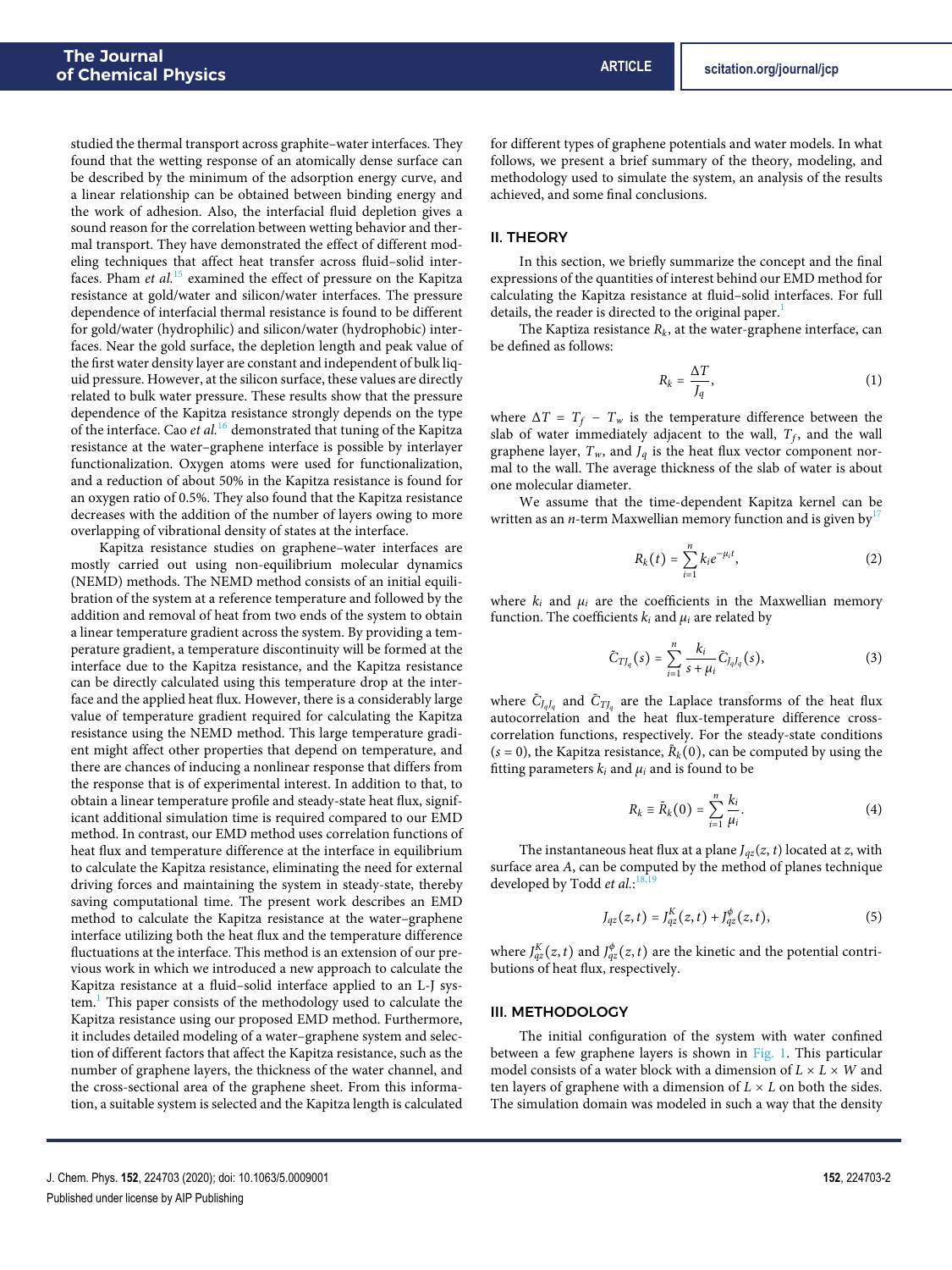studied the thermal transport across graphite–water interfaces. They found that the wetting response of an atomically dense surface can be described by the minimum of the adsorption energy curve, and a linear relationship can be obtained between binding energy and the work of adhesion. Also, the interfacial fluid depletion gives a sound reason for the correlation between wetting behavior and thermal transport. They have demonstrated the effect of different modeling techniques that affect heat transfer across fluid–solid interfaces. Pham *et al.*[15] examined the effect of pressure on the Kapitza resistance at gold/water and silicon/water interfaces. The pressure dependence of interfacial thermal resistance is found to be different for gold/water (hydrophilic) and silicon/water (hydrophobic) interfaces. Near the gold surface, the depletion length and peak value of the first water density layer are constant and independent of bulk liquid pressure. However, at the silicon surface, these values are directly related to bulk water pressure. These results show that the pressure dependence of the Kapitza resistance strongly depends on the type of the interface. Cao *et al.*[16] demonstrated that tuning of the Kapitza resistance at the water–graphene interface is possible by interlayer functionalization. Oxygen atoms were used for functionalization, and a reduction of about 50% in the Kapitza resistance is found for an oxygen ratio of 0.5%. They also found that the Kapitza resistance decreases with the addition of the number of layers owing to more overlapping of vibrational density of states at the interface.

Kapitza resistance studies on graphene–water interfaces are mostly carried out using non-equilibrium molecular dynamics (NEMD) methods. The NEMD method consists of an initial equilibration of the system at a reference temperature and followed by the addition and removal of heat from two ends of the system to obtain a linear temperature gradient across the system. By providing a temperature gradient, a temperature discontinuity will be formed at the interface due to the Kapitza resistance, and the Kapitza resistance can be directly calculated using this temperature drop at the interface and the applied heat flux. However, there is a considerably large value of temperature gradient required for calculating the Kapitza resistance using the NEMD method. This large temperature gradient might affect other properties that depend on temperature, and there are chances of inducing a nonlinear response that differs from the response that is of experimental interest. In addition to that, to obtain a linear temperature profile and steady-state heat flux, significant additional simulation time is required compared to our EMD method. In contrast, our EMD method uses correlation functions of heat flux and temperature difference at the interface in equilibrium to calculate the Kapitza resistance, eliminating the need for external driving forces and maintaining the system in steady-state, thereby saving computational time. The present work describes an EMD method to calculate the Kapitza resistance at the water–graphene interface utilizing both the heat flux and the temperature difference fluctuations at the interface. This method is an extension of our previous work in which we introduced a new approach to calculate the Kapitza resistance at a fluid–solid interface applied to an L-J system.[1] This paper consists of the methodology used to calculate the Kapitza resistance using our proposed EMD method. Furthermore, it includes detailed modeling of a water–graphene system and selection of different factors that affect the Kapitza resistance, such as the number of graphene layers, the thickness of the water channel, and the cross-sectional area of the graphene sheet. From this information, a suitable system is selected and the Kapitza length is calculated for different types of graphene potentials and water models. In what follows, we present a brief summary of the theory, modeling, and methodology used to simulate the system, an analysis of the results achieved, and some final conclusions.

## II. THEORY

In this section, we briefly summarize the concept and the final expressions of the quantities of interest behind our EMD method for calculating the Kapitza resistance at fluid–solid interfaces. For full details, the reader is directed to the original paper.[1]

The Kaptiza resistance $R_k$, at the water-graphene interface, can be defined as follows:

$$R_k = \frac{\Delta T}{J_q}, \tag{1}$$

where $\Delta T = T_f - T_w$ is the temperature difference between the slab of water immediately adjacent to the wall, $T_f$, and the wall graphene layer, $T_w$, and $J_q$ is the heat flux vector component normal to the wall. The average thickness of the slab of water is about one molecular diameter.

We assume that the time-dependent Kapitza kernel can be written as an $n$-term Maxwellian memory function and is given by[17]

$$R_k(t) = \sum_{i=1}^{n} k_i e^{-\mu_i t}, \tag{2}$$

where $k_i$ and $\mu_i$ are the coefficients in the Maxwellian memory function. The coefficients $k_i$ and $\mu_i$ are related by

$$\tilde{C}_{TJ_q}(s) = \sum_{i=1}^{n} \frac{k_i}{s+\mu_i} \tilde{C}_{J_qJ_q}(s), \tag{3}$$

where $\tilde{C}_{J_qJ_q}$ and $\tilde{C}_{TJ_q}$ are the Laplace transforms of the heat flux autocorrelation and the heat flux-temperature difference cross-correlation functions, respectively. For the steady-state conditions ($s = 0$), the Kapitza resistance, $\tilde{R}_k(0)$, can be computed by using the fitting parameters $k_i$ and $\mu_i$ and is found to be

$$R_k \equiv \tilde{R}_k(0) = \sum_{i=1}^{n} \frac{k_i}{\mu_i}. \tag{4}$$

The instantaneous heat flux at a plane $J_{qz}(z, t)$ located at $z$, with surface area $A$, can be computed by the method of planes technique developed by Todd *et al.*:[18,19]

$$J_{qz}(z,t) = J_{qz}^{K}(z,t) + J_{qz}^{\phi}(z,t), \tag{5}$$

where $J_{qz}^{K}(z,t)$ and $J_{qz}^{\phi}(z,t)$ are the kinetic and the potential contributions of heat flux, respectively.

## III. METHODOLOGY

The initial configuration of the system with water confined between a few graphene layers is shown in Fig. 1. This particular model consists of a water block with a dimension of $L \times L \times W$ and ten layers of graphene with a dimension of $L \times L$ on both the sides. The simulation domain was modeled in such a way that the density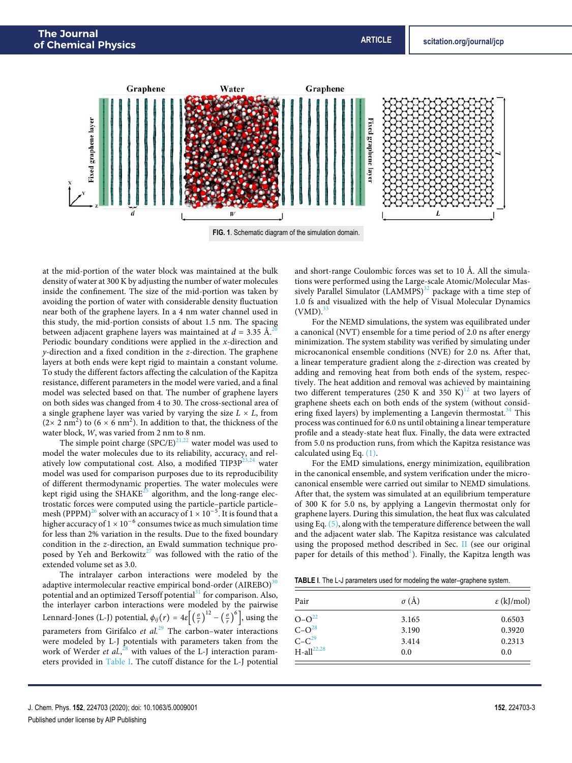Graphene Water Graphene

Fixed graphene layer

Fixed graphene layer

x y z

d W L L

FIG. 1. Schematic diagram of the simulation domain.

at the mid-portion of the water block was maintained at the bulk density of water at 300 K by adjusting the number of water molecules inside the confinement. The size of the mid-portion was taken by avoiding the portion of water with considerable density fluctuation near both of the graphene layers. In a 4 nm water channel used in this study, the mid-portion consists of about 1.5 nm. The spacing between adjacent graphene layers was maintained at $d$ = 3.35 Å.[20] Periodic boundary conditions were applied in the $x$-direction and $y$-direction and a fixed condition in the $z$-direction. The graphene layers at both ends were kept rigid to maintain a constant volume. To study the different factors affecting the calculation of the Kapitza resistance, different parameters in the model were varied, and a final model was selected based on that. The number of graphene layers on both sides was changed from 4 to 30. The cross-sectional area of a single graphene layer was varied by varying the size $L \times L$, from ($2\times$ 2 nm$^2$) to (6 × 6 nm$^2$). In addition to that, the thickness of the water block, $W$, was varied from 2 nm to 8 nm.

The simple point charge (SPC/E)[21,22] water model was used to model the water molecules due to its reliability, accuracy, and relatively low computational cost. Also, a modified TIP3P[23,24] water model was used for comparison purposes due to its reproducibility of different thermodynamic properties. The water molecules were kept rigid using the SHAKE[25] algorithm, and the long-range electrostatic forces were computed using the particle–particle particle–mesh (PPPM)[26] solver with an accuracy of $1 \times 10^{-5}$. It is found that a higher accuracy of $1 \times 10^{-6}$ consumes twice as much simulation time for less than 2% variation in the results. Due to the fixed boundary condition in the $z$-direction, an Ewald summation technique proposed by Yeh and Berkowitz[27] was followed with the ratio of the extended volume set as 3.0.

The intralayer carbon interactions were modeled by the adaptive intermolecular reactive empirical bond-order (AIREBO)[30] potential and an optimized Tersoff potential[31] for comparison. Also, the interlayer carbon interactions were modeled by the pairwise Lennard-Jones (L-J) potential, $\phi_{ij}(r) = 4\varepsilon\left[\left(\frac{\sigma}{r}\right)^{12} - \left(\frac{\sigma}{r}\right)^{6}\right]$, using the parameters from Girifalco *et al.*[29] The carbon–water interactions were modeled by L-J potentials with parameters taken from the work of Werder *et al.*,[28] with values of the L-J interaction parameters provided in Table I. The cutoff distance for the L-J potential and short-range Coulombic forces was set to 10 Å. All the simulations were performed using the Large-scale Atomic/Molecular Massively Parallel Simulator (LAMMPS)[32] package with a time step of 1.0 fs and visualized with the help of Visual Molecular Dynamics (VMD).[33]

For the NEMD simulations, the system was equilibrated under a canonical (NVT) ensemble for a time period of 2.0 ns after energy minimization. The system stability was verified by simulating under microcanonical ensemble conditions (NVE) for 2.0 ns. After that, a linear temperature gradient along the $z$-direction was created by adding and removing heat from both ends of the system, respectively. The heat addition and removal was achieved by maintaining two different temperatures (250 K and 350 K)[12] at two layers of graphene sheets each on both ends of the system (without considering fixed layers) by implementing a Langevin thermostat.[34] This process was continued for 6.0 ns until obtaining a linear temperature profile and a steady-state heat flux. Finally, the data were extracted from 5.0 ns production runs, from which the Kapitza resistance was calculated using Eq. (1).

For the EMD simulations, energy minimization, equilibration in the canonical ensemble, and system verification under the microcanonical ensemble were carried out similar to NEMD simulations. After that, the system was simulated at an equilibrium temperature of 300 K for 5.0 ns, by applying a Langevin thermostat only for graphene layers. During this simulation, the heat flux was calculated using Eq. (5), along with the temperature difference between the wall and the adjacent water slab. The Kapitza resistance was calculated using the proposed method described in Sec. II (see our original paper for details of this method[1]). Finally, the Kapitza length was

TABLE I. The L-J parameters used for modeling the water–graphene system.

| Pair | $\sigma$ (Å) | $\varepsilon$ (kJ/mol) |
|---|---|---|
| O–O[22] | 3.165 | 0.6503 |
| C–O[28] | 3.190 | 0.3920 |
| C–C[29] | 3.414 | 0.2313 |
| H-all[22,28] | 0.0 | 0.0 |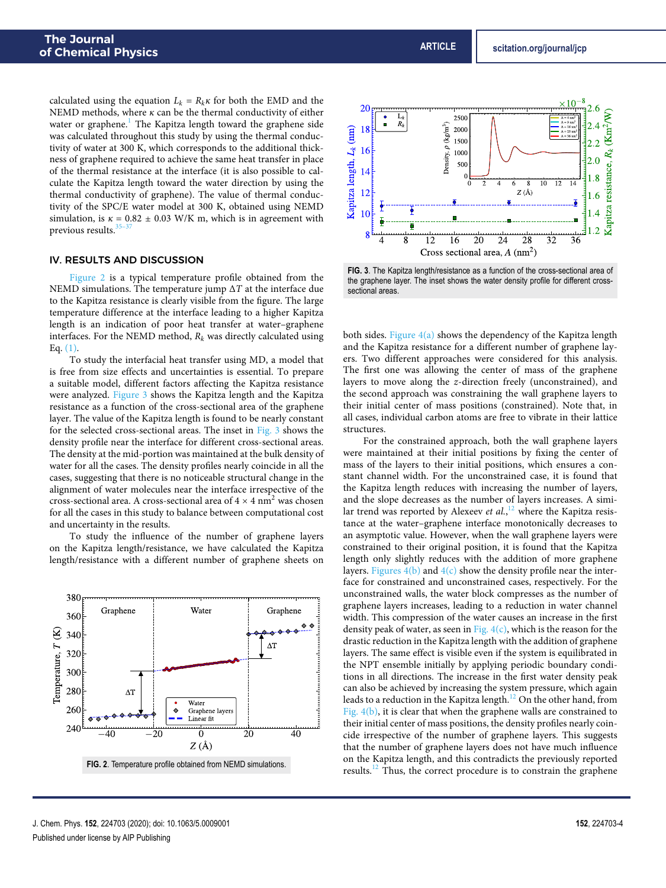calculated using the equation $L_k = R_k\kappa$ for both the EMD and the NEMD methods, where $\kappa$ can be the thermal conductivity of either water or graphene.[1] The Kapitza length toward the graphene side was calculated throughout this study by using the thermal conductivity of water at 300 K, which corresponds to the additional thickness of graphene required to achieve the same heat transfer in place of the thermal resistance at the interface (it is also possible to calculate the Kapitza length toward the water direction by using the thermal conductivity of graphene). The value of thermal conductivity of the SPC/E water model at 300 K, obtained using NEMD simulation, is $\kappa = 0.82 \pm 0.03$ W/K m, which is in agreement with previous results.[35–37]

## IV. RESULTS AND DISCUSSION

Figure 2 is a typical temperature profile obtained from the NEMD simulations. The temperature jump $\Delta T$ at the interface due to the Kapitza resistance is clearly visible from the figure. The large temperature difference at the interface leading to a higher Kapitza length is an indication of poor heat transfer at water–graphene interfaces. For the NEMD method, $R_k$ was directly calculated using Eq. (1).

To study the interfacial heat transfer using MD, a model that is free from size effects and uncertainties is essential. To prepare a suitable model, different factors affecting the Kapitza resistance were analyzed. Figure 3 shows the Kapitza length and the Kapitza resistance as a function of the cross-sectional area of the graphene layer. The value of the Kapitza length is found to be nearly constant for the selected cross-sectional areas. The inset in Fig. 3 shows the density profile near the interface for different cross-sectional areas. The density at the mid-portion was maintained at the bulk density of water for all the cases. The density profiles nearly coincide in all the cases, suggesting that there is no noticeable structural change in the alignment of water molecules near the interface irrespective of the cross-sectional area. A cross-sectional area of $4 \times 4$ nm$^2$ was chosen for all the cases in this study to balance between computational cost and uncertainty in the results.

To study the influence of the number of graphene layers on the Kapitza length/resistance, we have calculated the Kapitza length/resistance with a different number of graphene sheets on both sides. Figure 4(a) shows the dependency of the Kapitza length and the Kapitza resistance for a different number of graphene layers. Two different approaches were considered for this analysis. The first one was allowing the center of mass of the graphene layers to move along the $z$-direction freely (unconstrained), and the second approach was constraining the wall graphene layers to their initial center of mass positions (constrained). Note that, in all cases, individual carbon atoms are free to vibrate in their lattice structures.

For the constrained approach, both the wall graphene layers were maintained at their initial positions by fixing the center of mass of the layers to their initial positions, which ensures a constant channel width. For the unconstrained case, it is found that the Kapitza length reduces with increasing the number of layers, and the slope decreases as the number of layers increases. A similar trend was reported by Alexeev *et al.*,[12] where the Kapitza resistance at the water–graphene interface monotonically decreases to an asymptotic value. However, when the wall graphene layers were constrained to their original position, it is found that the Kapitza length only slightly reduces with the addition of more graphene layers. Figures 4(b) and 4(c) show the density profile near the interface for constrained and unconstrained cases, respectively. For the unconstrained walls, the water block compresses as the number of graphene layers increases, leading to a reduction in water channel width. This compression of the water causes an increase in the first density peak of water, as seen in Fig. 4(c), which is the reason for the drastic reduction in the Kapitza length with the addition of graphene layers. The same effect is visible even if the system is equilibrated in the NPT ensemble initially by applying periodic boundary conditions in all directions. The increase in the first water density peak can also be achieved by increasing the system pressure, which again leads to a reduction in the Kapitza length.[12] On the other hand, from Fig. 4(b), it is clear that when the graphene walls are constrained to their initial center of mass positions, the density profiles nearly coincide irrespective of the number of graphene layers. This suggests that the number of graphene layers does not have much influence on the Kapitza length, and this contradicts the previously reported results.[12] Thus, the correct procedure is to constrain the graphene

Graphene
Water
Graphene
ΔT
ΔT
Temperature, $T$ (K)
$Z$ (Å)
Water
Graphene layers
Linear fit

**FIG. 2.** Temperature profile obtained from NEMD simulations.

Kapitza length, $L_k$ (nm)
Kapitza resistance, $R_k$ (Km$^2$/W)
$\times 10^{-8}$
$L_k$
$R_k$
Density, $\rho$ (kg/m$^3$)
$Z$ (Å)
A = 4 nm$^2$
A = 9 nm$^2$
A = 16 nm$^2$
A = 25 nm$^2$
A = 36 nm$^2$
Cross sectional area, $A$ (nm$^2$)

**FIG. 3.** The Kapitza length/resistance as a function of the cross-sectional area of the graphene layer. The inset shows the water density profile for different cross-sectional areas.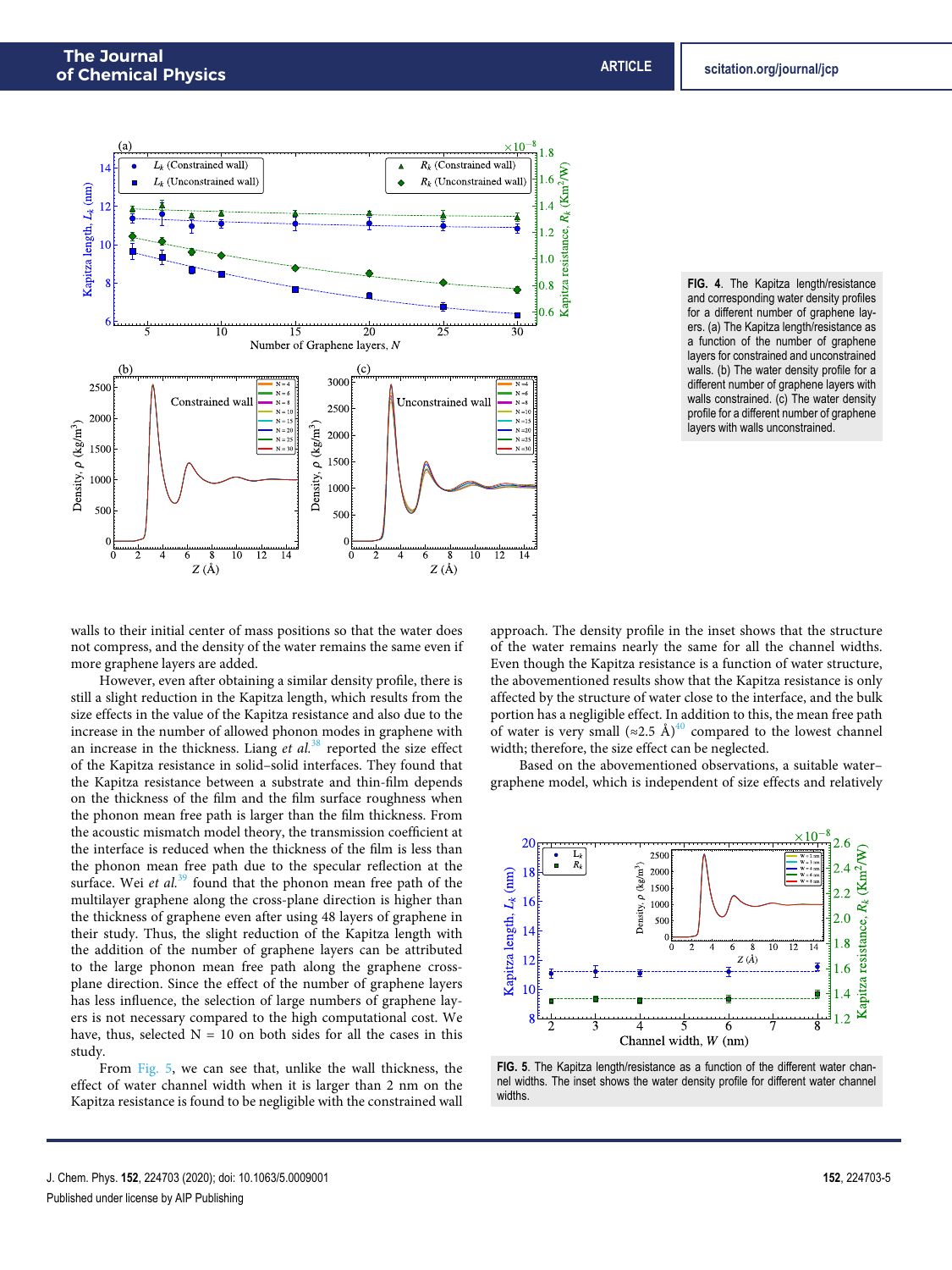FIG. 4. The Kapitza length/resistance and corresponding water density profiles for a different number of graphene layers. (a) The Kapitza length/resistance as a function of the number of graphene layers for constrained and unconstrained walls. (b) The water density profile for a different number of graphene layers with walls constrained. (c) The water density profile for a different number of graphene layers with walls unconstrained.

walls to their initial center of mass positions so that the water does not compress, and the density of the water remains the same even if more graphene layers are added.

However, even after obtaining a similar density profile, there is still a slight reduction in the Kapitza length, which results from the size effects in the value of the Kapitza resistance and also due to the increase in the number of allowed phonon modes in graphene with an increase in the thickness. Liang *et al.*[38] reported the size effect of the Kapitza resistance in solid–solid interfaces. They found that the Kapitza resistance between a substrate and thin-film depends on the thickness of the film and the film surface roughness when the phonon mean free path is larger than the film thickness. From the acoustic mismatch model theory, the transmission coefficient at the interface is reduced when the thickness of the film is less than the phonon mean free path due to the specular reflection at the surface. Wei *et al.*[39] found that the phonon mean free path of the multilayer graphene along the cross-plane direction is higher than the thickness of graphene even after using 48 layers of graphene in their study. Thus, the slight reduction of the Kapitza length with the addition of the number of graphene layers can be attributed to the large phonon mean free path along the graphene cross-plane direction. Since the effect of the number of graphene layers has less influence, the selection of large numbers of graphene layers is not necessary compared to the high computational cost. We have, thus, selected N = 10 on both sides for all the cases in this study.

From Fig. 5, we can see that, unlike the wall thickness, the effect of water channel width when it is larger than 2 nm on the Kapitza resistance is found to be negligible with the constrained wall approach. The density profile in the inset shows that the structure of the water remains nearly the same for all the channel widths. Even though the Kapitza resistance is a function of water structure, the abovementioned results show that the Kapitza resistance is only affected by the structure of water close to the interface, and the bulk portion has a negligible effect. In addition to this, the mean free path of water is very small (≈2.5 Å)[40] compared to the lowest channel width; therefore, the size effect can be neglected.

Based on the abovementioned observations, a suitable water–graphene model, which is independent of size effects and relatively

FIG. 5. The Kapitza length/resistance as a function of the different water channel widths. The inset shows the water density profile for different water channel widths.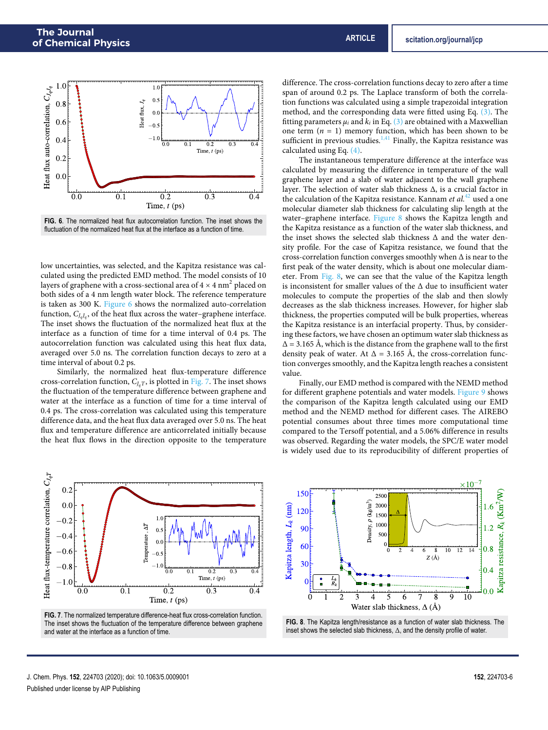1.0

0.8

0.6

0.4

0.2

0.0

Heat flux auto-correlation, $C_{J_qJ_q}$

0.0 0.1 0.2 0.3 0.4

Time, $t$ (ps)

Heat flux, $J_q$

1.0 0.5 0.0 −0.5 −1.0

0.0 0.1 0.2 0.3 0.4

Time, $t$ (ps)

**FIG. 6**. The normalized heat flux autocorrelation function. The inset shows the fluctuation of the normalized heat flux at the interface as a function of time.

low uncertainties, was selected, and the Kapitza resistance was calculated using the predicted EMD method. The model consists of 10 layers of graphene with a cross-sectional area of 4 × 4 nm$^2$ placed on both sides of a 4 nm length water block. The reference temperature is taken as 300 K. Figure 6 shows the normalized auto-correlation function, $C_{J_qJ_q}$, of the heat flux across the water–graphene interface. The inset shows the fluctuation of the normalized heat flux at the interface as a function of time for a time interval of 0.4 ps. The autocorrelation function was calculated using this heat flux data, averaged over 5.0 ns. The correlation function decays to zero at a time interval of about 0.2 ps.

Similarly, the normalized heat flux-temperature difference cross-correlation function, $C_{J_qT}$, is plotted in Fig. 7. The inset shows the fluctuation of the temperature difference between graphene and water at the interface as a function of time for a time interval of 0.4 ps. The cross-correlation was calculated using this temperature difference data, and the heat flux data averaged over 5.0 ns. The heat flux and temperature difference are anticorrelated initially because the heat flux flows in the direction opposite to the temperature difference. The cross-correlation functions decay to zero after a time span of around 0.2 ps. The Laplace transform of both the correlation functions was calculated using a simple trapezoidal integration method, and the corresponding data were fitted using Eq. (3). The fitting parameters $\mu_i$ and $k_i$ in Eq. (3) are obtained with a Maxwellian one term ($n$ = 1) memory function, which has been shown to be sufficient in previous studies.[1,41] Finally, the Kapitza resistance was calculated using Eq. (4).

The instantaneous temperature difference at the interface was calculated by measuring the difference in temperature of the wall graphene layer and a slab of water adjacent to the wall graphene layer. The selection of water slab thickness Δ, is a crucial factor in the calculation of the Kapitza resistance. Kannam *et al.*[42] used a one molecular diameter slab thickness for calculating slip length at the water–graphene interface. Figure 8 shows the Kapitza length and the Kapitza resistance as a function of the water slab thickness, and the inset shows the selected slab thickness Δ and the water density profile. For the case of Kapitza resistance, we found that the cross-correlation function converges smoothly when Δ is near to the first peak of the water density, which is about one molecular diameter. From Fig. 8, we can see that the value of the Kapitza length is inconsistent for smaller values of the Δ due to insufficient water molecules to compute the properties of the slab and then slowly decreases as the slab thickness increases. However, for higher slab thickness, the properties computed will be bulk properties, whereas the Kapitza resistance is an interfacial property. Thus, by considering these factors, we have chosen an optimum water slab thickness as Δ = 3.165 Å, which is the distance from the graphene wall to the first density peak of water. At Δ = 3.165 Å, the cross-correlation function converges smoothly, and the Kapitza length reaches a consistent value.

Finally, our EMD method is compared with the NEMD method for different graphene potentials and water models. Figure 9 shows the comparison of the Kapitza length calculated using our EMD method and the NEMD method for different cases. The AIREBO potential consumes about three times more computational time compared to the Tersoff potential, and a 5.06% difference in results was observed. Regarding the water models, the SPC/E water model is widely used due to its reproducibility of different properties of

Heat flux-temperature correlation, $C_{J_qT}$

0.2 0.0 −0.2 −0.4 −0.6 −0.8 −1.0

0.0 0.1 0.2 0.3 0.4

Time, $t$ (ps)

Temperature, ΔT

1.0 0.5 0.0 −0.5 −1.0

0.0 0.1 0.2 0.3 0.4

Time, $t$ (ps)

**FIG. 7**. The normalized temperature difference-heat flux cross-correlation function. The inset shows the fluctuation of the temperature difference between graphene and water at the interface as a function of time.

Kapitza length, $L_k$ (nm)

150 120 90 60 30 0

×10$^{-7}$

Kapitza resistance, $R_k$ (Km$^2$/W)

1.6 1.2 0.8 0.4 0.0

Density, ρ (kg/m$^3$)

2500 2000 1500 1000 500 0

Δ

0 2 4 6 8 10 12 14

Z (Å)

$L_k$

$R_k$

0 1 2 3 4 5 6 7 8 9 10

Water slab thickness, Δ (Å)

**FIG. 8**. The Kapitza length/resistance as a function of water slab thickness. The inset shows the selected slab thickness, Δ, and the density profile of water.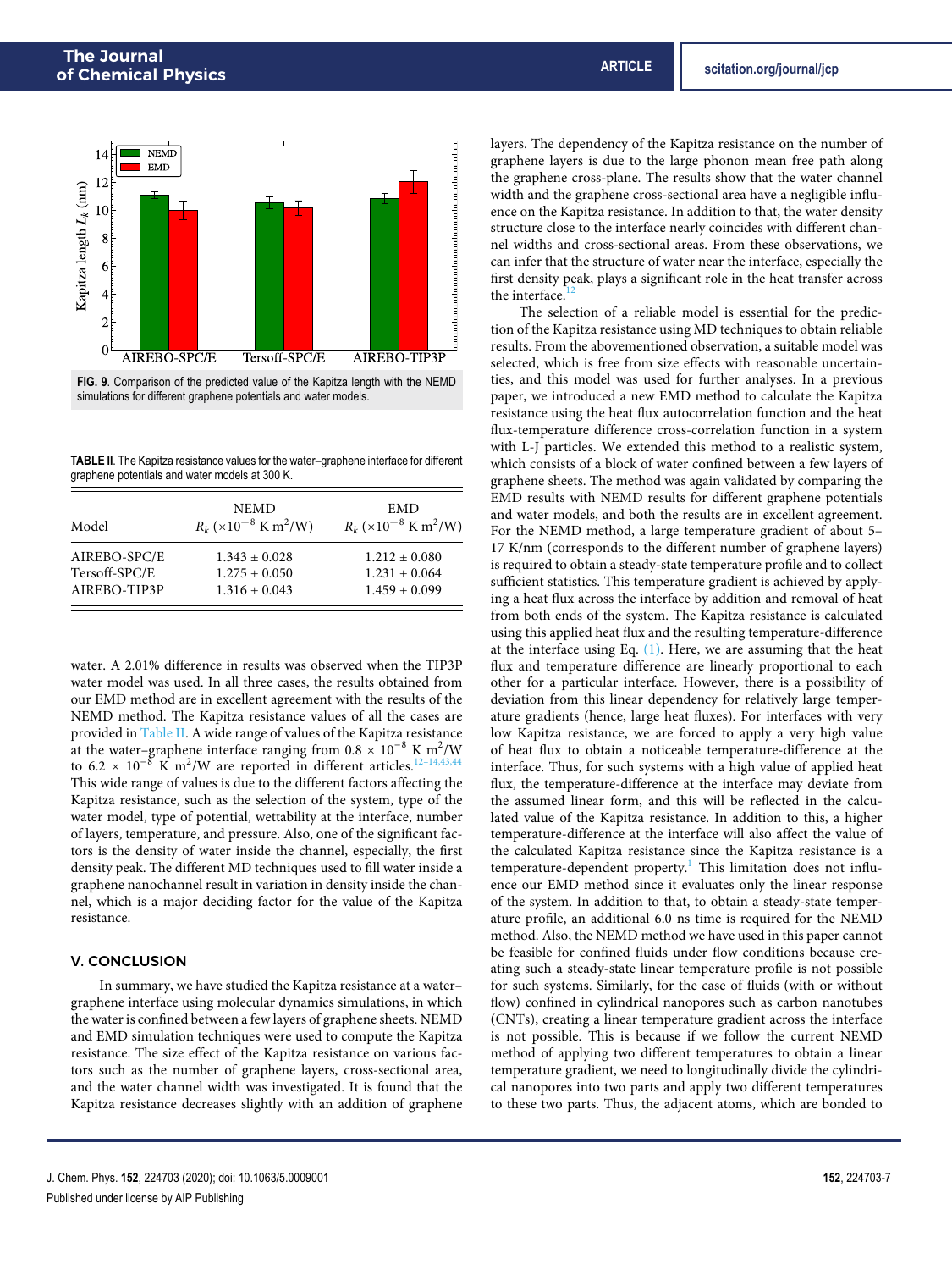NEMD
EMD
Kapitza length $L_k$ (nm)
0
2
4
6
8
10
12
14
AIREBO-SPC/E
Tersoff-SPC/E
AIREBO-TIP3P

**FIG. 9**. Comparison of the predicted value of the Kapitza length with the NEMD simulations for different graphene potentials and water models.

**TABLE II**. The Kapitza resistance values for the water–graphene interface for different graphene potentials and water models at 300 K.

| Model | NEMD $R_k$ ($\times 10^{-8}$ K m$^2$/W) | EMD $R_k$ ($\times 10^{-8}$ K m$^2$/W) |
|---|---|---|
| AIREBO-SPC/E | 1.343 ± 0.028 | 1.212 ± 0.080 |
| Tersoff-SPC/E | 1.275 ± 0.050 | 1.231 ± 0.064 |
| AIREBO-TIP3P | 1.316 ± 0.043 | 1.459 ± 0.099 |

water. A 2.01% difference in results was observed when the TIP3P water model was used. In all three cases, the results obtained from our EMD method are in excellent agreement with the results of the NEMD method. The Kapitza resistance values of all the cases are provided in Table II. A wide range of values of the Kapitza resistance at the water–graphene interface ranging from $0.8 \times 10^{-8}$ K m$^2$/W to $6.2 \times 10^{-8}$ K m$^2$/W are reported in different articles.[12–14,43,44] This wide range of values is due to the different factors affecting the Kapitza resistance, such as the selection of the system, type of the water model, type of potential, wettability at the interface, number of layers, temperature, and pressure. Also, one of the significant factors is the density of water inside the channel, especially, the first density peak. The different MD techniques used to fill water inside a graphene nanochannel result in variation in density inside the channel, which is a major deciding factor for the value of the Kapitza resistance.

## V. CONCLUSION

In summary, we have studied the Kapitza resistance at a water–graphene interface using molecular dynamics simulations, in which the water is confined between a few layers of graphene sheets. NEMD and EMD simulation techniques were used to compute the Kapitza resistance. The size effect of the Kapitza resistance on various factors such as the number of graphene layers, cross-sectional area, and the water channel width was investigated. It is found that the Kapitza resistance decreases slightly with an addition of graphene layers. The dependency of the Kapitza resistance on the number of graphene layers is due to the large phonon mean free path along the graphene cross-plane. The results show that the water channel width and the graphene cross-sectional area have a negligible influence on the Kapitza resistance. In addition to that, the water density structure close to the interface nearly coincides with different channel widths and cross-sectional areas. From these observations, we can infer that the structure of water near the interface, especially the first density peak, plays a significant role in the heat transfer across the interface.[12]

The selection of a reliable model is essential for the prediction of the Kapitza resistance using MD techniques to obtain reliable results. From the abovementioned observation, a suitable model was selected, which is free from size effects with reasonable uncertainties, and this model was used for further analyses. In a previous paper, we introduced a new EMD method to calculate the Kapitza resistance using the heat flux autocorrelation function and the heat flux-temperature difference cross-correlation function in a system with L-J particles. We extended this method to a realistic system, which consists of a block of water confined between a few layers of graphene sheets. The method was again validated by comparing the EMD results with NEMD results for different graphene potentials and water models, and both the results are in excellent agreement. For the NEMD method, a large temperature gradient of about 5–17 K/nm (corresponds to the different number of graphene layers) is required to obtain a steady-state temperature profile and to collect sufficient statistics. This temperature gradient is achieved by applying a heat flux across the interface by addition and removal of heat from both ends of the system. The Kapitza resistance is calculated using this applied heat flux and the resulting temperature-difference at the interface using Eq. (1). Here, we are assuming that the heat flux and temperature difference are linearly proportional to each other for a particular interface. However, there is a possibility of deviation from this linear dependency for relatively large temperature gradients (hence, large heat fluxes). For interfaces with very low Kapitza resistance, we are forced to apply a very high value of heat flux to obtain a noticeable temperature-difference at the interface. Thus, for such systems with a high value of applied heat flux, the temperature-difference at the interface may deviate from the assumed linear form, and this will be reflected in the calculated value of the Kapitza resistance. In addition to this, a higher temperature-difference at the interface will also affect the value of the calculated Kapitza resistance since the Kapitza resistance is a temperature-dependent property.[1] This limitation does not influence our EMD method since it evaluates only the linear response of the system. In addition to that, to obtain a steady-state temperature profile, an additional 6.0 ns time is required for the NEMD method. Also, the NEMD method we have used in this paper cannot be feasible for confined fluids under flow conditions because creating such a steady-state linear temperature profile is not possible for such systems. Similarly, for the case of fluids (with or without flow) confined in cylindrical nanopores such as carbon nanotubes (CNTs), creating a linear temperature gradient across the interface is not possible. This is because if we follow the current NEMD method of applying two different temperatures to obtain a linear temperature gradient, we need to longitudinally divide the cylindrical nanopores into two parts and apply two different temperatures to these two parts. Thus, the adjacent atoms, which are bonded to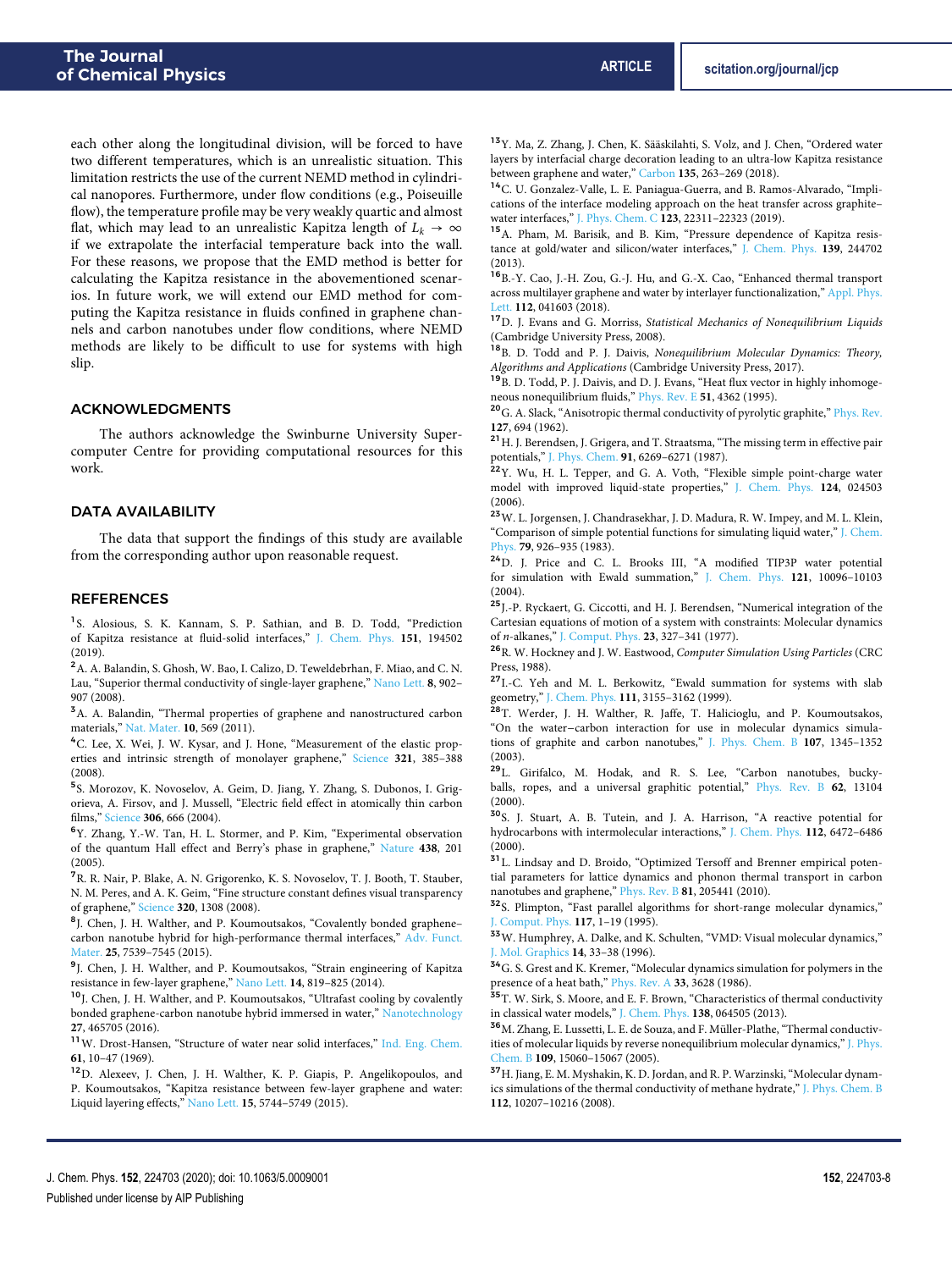each other along the longitudinal division, will be forced to have two different temperatures, which is an unrealistic situation. This limitation restricts the use of the current NEMD method in cylindrical nanopores. Furthermore, under flow conditions (e.g., Poiseuille flow), the temperature profile may be very weakly quartic and almost flat, which may lead to an unrealistic Kapitza length of $L_k \to \infty$ if we extrapolate the interfacial temperature back into the wall. For these reasons, we propose that the EMD method is better for calculating the Kapitza resistance in the abovementioned scenarios. In future work, we will extend our EMD method for computing the Kapitza resistance in fluids confined in graphene channels and carbon nanotubes under flow conditions, where NEMD methods are likely to be difficult to use for systems with high slip.

## ACKNOWLEDGMENTS

The authors acknowledge the Swinburne University Supercomputer Centre for providing computational resources for this work.

## DATA AVAILABILITY

The data that support the findings of this study are available from the corresponding author upon reasonable request.

## REFERENCES

[1] S. Alosious, S. K. Kannam, S. P. Sathian, and B. D. Todd, "Prediction of Kapitza resistance at fluid-solid interfaces," J. Chem. Phys. **151**, 194502 (2019).

[2] A. A. Balandin, S. Ghosh, W. Bao, I. Calizo, D. Teweldebrhan, F. Miao, and C. N. Lau, "Superior thermal conductivity of single-layer graphene," Nano Lett. **8**, 902–907 (2008).

[3] A. A. Balandin, "Thermal properties of graphene and nanostructured carbon materials," Nat. Mater. **10**, 569 (2011).

[4] C. Lee, X. Wei, J. W. Kysar, and J. Hone, "Measurement of the elastic properties and intrinsic strength of monolayer graphene," Science **321**, 385–388 (2008).

[5] S. Morozov, K. Novoselov, A. Geim, D. Jiang, Y. Zhang, S. Dubonos, I. Grigorieva, A. Firsov, and J. Mussell, "Electric field effect in atomically thin carbon films," Science **306**, 666 (2004).

[6] Y. Zhang, Y.-W. Tan, H. L. Stormer, and P. Kim, "Experimental observation of the quantum Hall effect and Berry's phase in graphene," Nature **438**, 201 (2005).

[7] R. R. Nair, P. Blake, A. N. Grigorenko, K. S. Novoselov, T. J. Booth, T. Stauber, N. M. Peres, and A. K. Geim, "Fine structure constant defines visual transparency of graphene," Science **320**, 1308 (2008).

[8] J. Chen, J. H. Walther, and P. Koumoutsakos, "Covalently bonded graphene–carbon nanotube hybrid for high-performance thermal interfaces," Adv. Funct. Mater. **25**, 7539–7545 (2015).

[9] J. Chen, J. H. Walther, and P. Koumoutsakos, "Strain engineering of Kapitza resistance in few-layer graphene," Nano Lett. **14**, 819–825 (2014).

[10] J. Chen, J. H. Walther, and P. Koumoutsakos, "Ultrafast cooling by covalently bonded graphene-carbon nanotube hybrid immersed in water," Nanotechnology **27**, 465705 (2016).

[11] W. Drost-Hansen, "Structure of water near solid interfaces," Ind. Eng. Chem. **61**, 10–47 (1969).

[12] D. Alexeev, J. Chen, J. H. Walther, K. P. Giapis, P. Angelikopoulos, and P. Koumoutsakos, "Kapitza resistance between few-layer graphene and water: Liquid layering effects," Nano Lett. **15**, 5744–5749 (2015).

[13] Y. Ma, Z. Zhang, J. Chen, K. Sääskilahti, S. Volz, and J. Chen, "Ordered water layers by interfacial charge decoration leading to an ultra-low Kapitza resistance between graphene and water," Carbon **135**, 263–269 (2018).

[14] C. U. Gonzalez-Valle, L. E. Paniagua-Guerra, and B. Ramos-Alvarado, "Implications of the interface modeling approach on the heat transfer across graphite–water interfaces," J. Phys. Chem. C **123**, 22311–22323 (2019).

[15] A. Pham, M. Barisik, and B. Kim, "Pressure dependence of Kapitza resistance at gold/water and silicon/water interfaces," J. Chem. Phys. **139**, 244702 (2013).

[16] B.-Y. Cao, J.-H. Zou, G.-J. Hu, and G.-X. Cao, "Enhanced thermal transport across multilayer graphene and water by interlayer functionalization," Appl. Phys. Lett. **112**, 041603 (2018).

[17] D. J. Evans and G. Morriss, *Statistical Mechanics of Nonequilibrium Liquids* (Cambridge University Press, 2008).

[18] B. D. Todd and P. J. Daivis, *Nonequilibrium Molecular Dynamics: Theory, Algorithms and Applications* (Cambridge University Press, 2017).

[19] B. D. Todd, P. J. Daivis, and D. J. Evans, "Heat flux vector in highly inhomogeneous nonequilibrium fluids," Phys. Rev. E **51**, 4362 (1995).

[20] G. A. Slack, "Anisotropic thermal conductivity of pyrolytic graphite," Phys. Rev. **127**, 694 (1962).

[21] H. J. Berendsen, J. Grigera, and T. Straatsma, "The missing term in effective pair potentials," J. Phys. Chem. **91**, 6269–6271 (1987).

[22] Y. Wu, H. L. Tepper, and G. A. Voth, "Flexible simple point-charge water model with improved liquid-state properties," J. Chem. Phys. **124**, 024503 (2006).

[23] W. L. Jorgensen, J. Chandrasekhar, J. D. Madura, R. W. Impey, and M. L. Klein, "Comparison of simple potential functions for simulating liquid water," J. Chem. Phys. **79**, 926–935 (1983).

[24] D. J. Price and C. L. Brooks III, "A modified TIP3P water potential for simulation with Ewald summation," J. Chem. Phys. **121**, 10096–10103 (2004).

[25] J.-P. Ryckaert, G. Ciccotti, and H. J. Berendsen, "Numerical integration of the Cartesian equations of motion of a system with constraints: Molecular dynamics of *n*-alkanes," J. Comput. Phys. **23**, 327–341 (1977).

[26] R. W. Hockney and J. W. Eastwood, *Computer Simulation Using Particles* (CRC Press, 1988).

[27] I.-C. Yeh and M. L. Berkowitz, "Ewald summation for systems with slab geometry," J. Chem. Phys. **111**, 3155–3162 (1999).

[28] T. Werder, J. H. Walther, R. Jaffe, T. Halicioglu, and P. Koumoutsakos, "On the water–carbon interaction for use in molecular dynamics simulations of graphite and carbon nanotubes," J. Phys. Chem. B **107**, 1345–1352 (2003).

[29] L. Girifalco, M. Hodak, and R. S. Lee, "Carbon nanotubes, buckyballs, ropes, and a universal graphitic potential," Phys. Rev. B **62**, 13104 (2000).

[30] S. J. Stuart, A. B. Tutein, and J. A. Harrison, "A reactive potential for hydrocarbons with intermolecular interactions," J. Chem. Phys. **112**, 6472–6486 (2000).

[31] L. Lindsay and D. Broido, "Optimized Tersoff and Brenner empirical potential parameters for lattice dynamics and phonon thermal transport in carbon nanotubes and graphene," Phys. Rev. B **81**, 205441 (2010).

[32] S. Plimpton, "Fast parallel algorithms for short-range molecular dynamics," J. Comput. Phys. **117**, 1–19 (1995).

[33] W. Humphrey, A. Dalke, and K. Schulten, "VMD: Visual molecular dynamics," J. Mol. Graphics **14**, 33–38 (1996).

[34] G. S. Grest and K. Kremer, "Molecular dynamics simulation for polymers in the presence of a heat bath," Phys. Rev. A **33**, 3628 (1986).

[35] T. W. Sirk, S. Moore, and E. F. Brown, "Characteristics of thermal conductivity in classical water models," J. Chem. Phys. **138**, 064505 (2013).

[36] M. Zhang, E. Lussetti, L. E. de Souza, and F. Müller-Plathe, "Thermal conductivities of molecular liquids by reverse nonequilibrium molecular dynamics," J. Phys. Chem. B **109**, 15060–15067 (2005).

[37] H. Jiang, E. M. Myshakin, K. D. Jordan, and R. P. Warzinski, "Molecular dynamics simulations of the thermal conductivity of methane hydrate," J. Phys. Chem. B **112**, 10207–10216 (2008).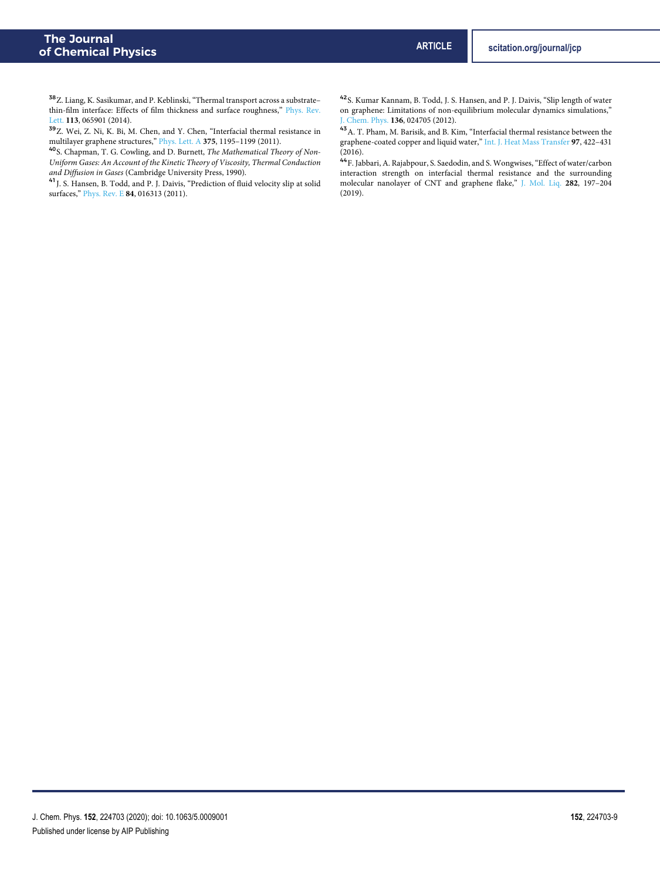[38] Z. Liang, K. Sasikumar, and P. Keblinski, "Thermal transport across a substrate–thin-film interface: Effects of film thickness and surface roughness," Phys. Rev. Lett. **113**, 065901 (2014).

[39] Z. Wei, Z. Ni, K. Bi, M. Chen, and Y. Chen, "Interfacial thermal resistance in multilayer graphene structures," Phys. Lett. A **375**, 1195–1199 (2011).

[40] S. Chapman, T. G. Cowling, and D. Burnett, *The Mathematical Theory of Non-Uniform Gases: An Account of the Kinetic Theory of Viscosity, Thermal Conduction and Diffusion in Gases* (Cambridge University Press, 1990).

[41] J. S. Hansen, B. Todd, and P. J. Daivis, "Prediction of fluid velocity slip at solid surfaces," Phys. Rev. E **84**, 016313 (2011).

[42] S. Kumar Kannam, B. Todd, J. S. Hansen, and P. J. Daivis, "Slip length of water on graphene: Limitations of non-equilibrium molecular dynamics simulations," J. Chem. Phys. **136**, 024705 (2012).

[43] A. T. Pham, M. Barisik, and B. Kim, "Interfacial thermal resistance between the graphene-coated copper and liquid water," Int. J. Heat Mass Transfer **97**, 422–431 (2016).

[44] F. Jabbari, A. Rajabpour, S. Saedodin, and S. Wongwises, "Effect of water/carbon interaction strength on interfacial thermal resistance and the surrounding molecular nanolayer of CNT and graphene flake," J. Mol. Liq. **282**, 197–204 (2019).